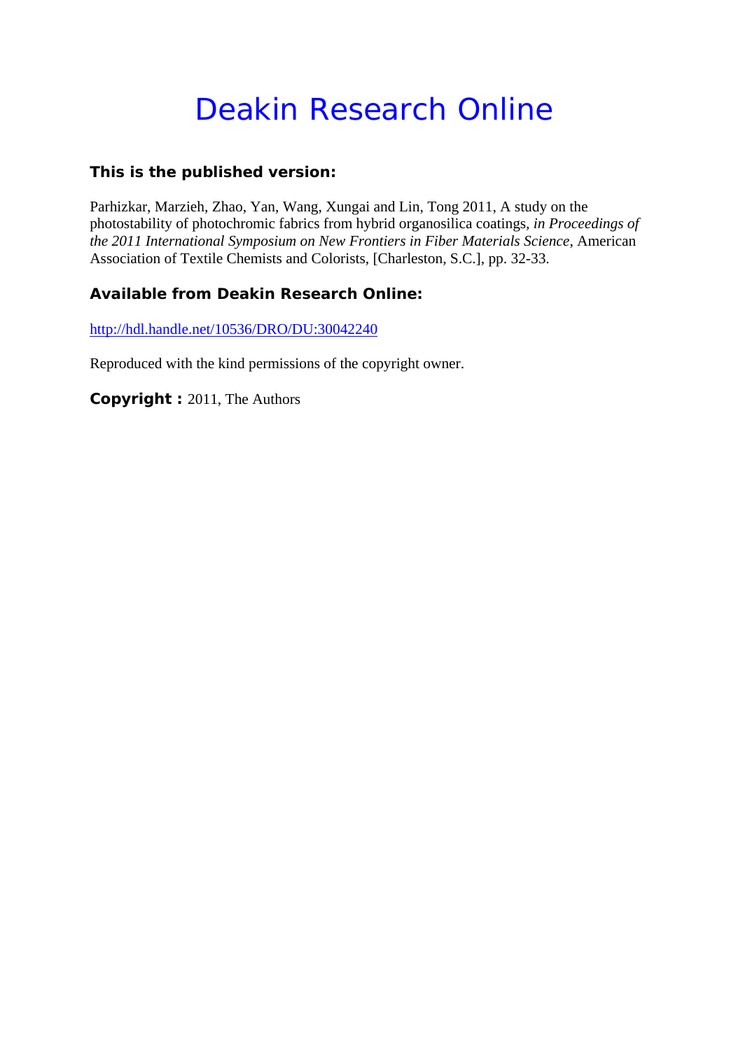# Deakin Research Online

**This is the published version:**

Parhizkar, Marzieh, Zhao, Yan, Wang, Xungai and Lin, Tong 2011, A study on the photostability of photochromic fabrics from hybrid organosilica coatings, *in Proceedings of the 2011 International Symposium on New Frontiers in Fiber Materials Science*, American Association of Textile Chemists and Colorists, [Charleston, S.C.], pp. 32-33.

**Available from Deakin Research Online:**

http://hdl.handle.net/10536/DRO/DU:30042240

Reproduced with the kind permissions of the copyright owner.

**Copyright :** 2011, The Authors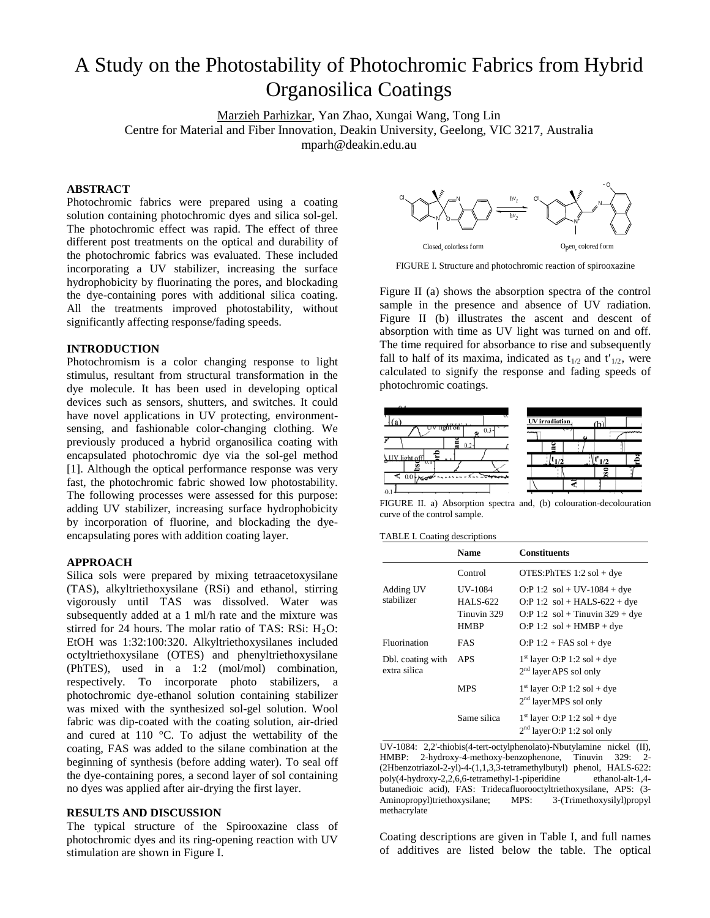# A Study on the Photostability of Photochromic Fabrics from Hybrid Organosilica Coatings

Marzieh Parhizkar, Yan Zhao, Xungai Wang, Tong Lin
Centre for Material and Fiber Innovation, Deakin University, Geelong, VIC 3217, Australia
mparh@deakin.edu.au

## ABSTRACT

Photochromic fabrics were prepared using a coating solution containing photochromic dyes and silica sol-gel. The photochromic effect was rapid. The effect of three different post treatments on the optical and durability of the photochromic fabrics was evaluated. These included incorporating a UV stabilizer, increasing the surface hydrophobicity by fluorinating the pores, and blockading the dye-containing pores with additional silica coating. All the treatments improved photostability, without significantly affecting response/fading speeds.

## INTRODUCTION

Photochromism is a color changing response to light stimulus, resultant from structural transformation in the dye molecule. It has been used in developing optical devices such as sensors, shutters, and switches. It could have novel applications in UV protecting, environment-sensing, and fashionable color-changing clothing. We previously produced a hybrid organosilica coating with encapsulated photochromic dye via the sol-gel method [1]. Although the optical performance response was very fast, the photochromic fabric showed low photostability. The following processes were assessed for this purpose: adding UV stabilizer, increasing surface hydrophobicity by incorporation of fluorine, and blockading the dye-encapsulating pores with addition coating layer.

## APPROACH

Silica sols were prepared by mixing tetraacetoxysilane (TAS), alkyltriethoxysilane (RSi) and ethanol, stirring vigorously until TAS was dissolved. Water was subsequently added at a 1 ml/h rate and the mixture was stirred for 24 hours. The molar ratio of TAS: RSi: $H_2O$: EtOH was 1:32:100:320. Alkyltriethoxysilanes included octyltriethoxysilane (OTES) and phenyltriethoxysilane (PhTES), used in a 1:2 (mol/mol) combination, respectively. To incorporate photo stabilizers, a photochromic dye-ethanol solution containing stabilizer was mixed with the synthesized sol-gel solution. Wool fabric was dip-coated with the coating solution, air-dried and cured at 110 °C. To adjust the wettability of the coating, FAS was added to the silane combination at the beginning of synthesis (before adding water). To seal off the dye-containing pores, a second layer of sol containing no dyes was applied after air-drying the first layer.

## RESULTS AND DISCUSSION

The typical structure of the Spirooxazine class of photochromic dyes and its ring-opening reaction with UV stimulation are shown in Figure I.

FIGURE I. Structure and photochromic reaction of spirooxazine

Figure II (a) shows the absorption spectra of the control sample in the presence and absence of UV radiation. Figure II (b) illustrates the ascent and descent of absorption with time as UV light was turned on and off. The time required for absorbance to rise and subsequently fall to half of its maxima, indicated as $t_{1/2}$ and $t'_{1/2}$, were calculated to signify the response and fading speeds of photochromic coatings.

FIGURE II. a) Absorption spectra and, (b) colouration-decolouration curve of the control sample.

TABLE I. Coating descriptions

| | Name | Constituents |
|---|---|---|
| | Control | OTES:PhTES 1:2 sol + dye |
| Adding UV stabilizer | UV-1084 | O:P 1:2 sol + UV-1084 + dye |
| | HALS-622 | O:P 1:2 sol + HALS-622 + dye |
| | Tinuvin 329 | O:P 1:2 sol + Tinuvin 329 + dye |
| | HMBP | O:P 1:2 sol + HMBP + dye |
| Fluorination | FAS | O:P 1:2 + FAS sol + dye |
| Dbl. coating with extra silica | APS | 1st layer O:P 1:2 sol + dye; 2nd layer APS sol only |
| | MPS | 1st layer O:P 1:2 sol + dye; 2nd layer MPS sol only |
| | Same silica | 1st layer O:P 1:2 sol + dye; 2nd layer O:P 1:2 sol only |

UV-1084: 2,2'-thiobis(4-tert-octylphenolato)-Nbutylamine nickel (II), HMBP: 2-hydroxy-4-methoxy-benzophenone, Tinuvin 329: 2-(2Hbenzotriazol-2-yl)-4-(1,1,3,3-tetramethylbutyl) phenol, HALS-622: poly(4-hydroxy-2,2,6,6-tetramethyl-1-piperidine ethanol-alt-1,4-butanedioic acid), FAS: Tridecafluorooctyltriethoxysilane, APS: (3-Aminopropyl)triethoxysilane; MPS: 3-(Trimethoxysilyl)propyl methacrylate

Coating descriptions are given in Table I, and full names of additives are listed below the table. The optical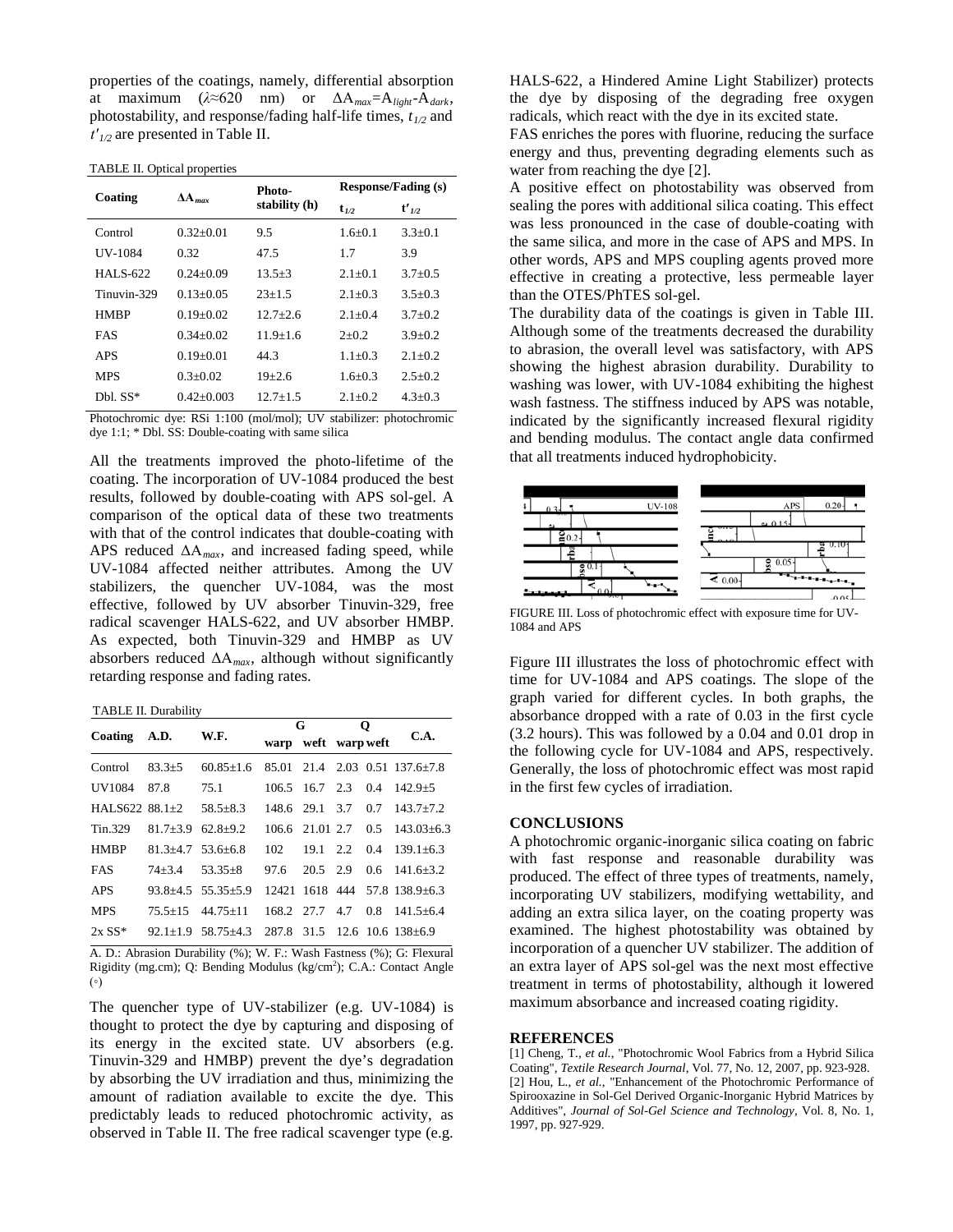properties of the coatings, namely, differential absorption at maximum ($\lambda$≈620 nm) or $\Delta A_{max}=A_{light}-A_{dark}$, photostability, and response/fading half-life times, $t_{1/2}$ and $t'_{1/2}$ are presented in Table II.

TABLE II. Optical properties

| Coating | $\Delta A_{max}$ | Photo-stability (h) | Response/Fading (s) | |
|---|---|---|---|---|
| | | | $t_{1/2}$ | $t'_{1/2}$ |
| Control | 0.32±0.01 | 9.5 | 1.6±0.1 | 3.3±0.1 |
| UV-1084 | 0.32 | 47.5 | 1.7 | 3.9 |
| HALS-622 | 0.24±0.09 | 13.5±3 | 2.1±0.1 | 3.7±0.5 |
| Tinuvin-329 | 0.13±0.05 | 23±1.5 | 2.1±0.3 | 3.5±0.3 |
| HMBP | 0.19±0.02 | 12.7±2.6 | 2.1±0.4 | 3.7±0.2 |
| FAS | 0.34±0.02 | 11.9±1.6 | 2±0.2 | 3.9±0.2 |
| APS | 0.19±0.01 | 44.3 | 1.1±0.3 | 2.1±0.2 |
| MPS | 0.3±0.02 | 19±2.6 | 1.6±0.3 | 2.5±0.2 |
| Dbl. SS* | 0.42±0.003 | 12.7±1.5 | 2.1±0.2 | 4.3±0.3 |

Photochromic dye: RSi 1:100 (mol/mol); UV stabilizer: photochromic dye 1:1; * Dbl. SS: Double-coating with same silica

All the treatments improved the photo-lifetime of the coating. The incorporation of UV-1084 produced the best results, followed by double-coating with APS sol-gel. A comparison of the optical data of these two treatments with that of the control indicates that double-coating with APS reduced $\Delta A_{max}$, and increased fading speed, while UV-1084 affected neither attributes. Among the UV stabilizers, the quencher UV-1084, was the most effective, followed by UV absorber Tinuvin-329, free radical scavenger HALS-622, and UV absorber HMBP. As expected, both Tinuvin-329 and HMBP as UV absorbers reduced $\Delta A_{max}$, although without significantly retarding response and fading rates.

TABLE II. Durability

| Coating | A.D. | W.F. | G | | Q | | C.A. |
|---|---|---|---|---|---|---|---|
| | | | warp | weft | warp | weft | |
| Control | 83.3±5 | 60.85±1.6 | 85.01 | 21.4 | 2.03 | 0.51 | 137.6±7.8 |
| UV1084 | 87.8 | 75.1 | 106.5 | 16.7 | 2.3 | 0.4 | 142.9±5 |
| HALS622 | 88.1±2 | 58.5±8.3 | 148.6 | 29.1 | 3.7 | 0.7 | 143.7±7.2 |
| Tin.329 | 81.7±3.9 | 62.8±9.2 | 106.6 | 21.01 | 2.7 | 0.5 | 143.03±6.3 |
| HMBP | 81.3±4.7 | 53.6±6.8 | 102 | 19.1 | 2.2 | 0.4 | 139.1±6.3 |
| FAS | 74±3.4 | 53.35±8 | 97.6 | 20.5 | 2.9 | 0.6 | 141.6±3.2 |
| APS | 93.8±4.5 | 55.35±5.9 | 12421 | 1618 | 444 | 57.8 | 138.9±6.3 |
| MPS | 75.5±15 | 44.75±11 | 168.2 | 27.7 | 4.7 | 0.8 | 141.5±6.4 |
| 2x SS* | 92.1±1.9 | 58.75±4.3 | 287.8 | 31.5 | 12.6 | 10.6 | 138±6.9 |

A. D.: Abrasion Durability (%); W. F.: Wash Fastness (%); G: Flexural Rigidity (mg.cm); Q: Bending Modulus (kg/cm$^2$); C.A.: Contact Angle (◦)

The quencher type of UV-stabilizer (e.g. UV-1084) is thought to protect the dye by capturing and disposing of its energy in the excited state. UV absorbers (e.g. Tinuvin-329 and HMBP) prevent the dye's degradation by absorbing the UV irradiation and thus, minimizing the amount of radiation available to excite the dye. This predictably leads to reduced photochromic activity, as observed in Table II. The free radical scavenger type (e.g. HALS-622, a Hindered Amine Light Stabilizer) protects the dye by disposing of the degrading free oxygen radicals, which react with the dye in its excited state.

FAS enriches the pores with fluorine, reducing the surface energy and thus, preventing degrading elements such as water from reaching the dye [2].

A positive effect on photostability was observed from sealing the pores with additional silica coating. This effect was less pronounced in the case of double-coating with the same silica, and more in the case of APS and MPS. In other words, APS and MPS coupling agents proved more effective in creating a protective, less permeable layer than the OTES/PhTES sol-gel.

The durability data of the coatings is given in Table III. Although some of the treatments decreased the durability to abrasion, the overall level was satisfactory, with APS showing the highest abrasion durability. Durability to washing was lower, with UV-1084 exhibiting the highest wash fastness. The stiffness induced by APS was notable, indicated by the significantly increased flexural rigidity and bending modulus. The contact angle data confirmed that all treatments induced hydrophobicity.

UV-108
0.3
0.2
0.1
0.0
APS
0.20
0.15
0.10
0.05
0.00

FIGURE III. Loss of photochromic effect with exposure time for UV-1084 and APS

Figure III illustrates the loss of photochromic effect with time for UV-1084 and APS coatings. The slope of the graph varied for different cycles. In both graphs, the absorbance dropped with a rate of 0.03 in the first cycle (3.2 hours). This was followed by a 0.04 and 0.01 drop in the following cycle for UV-1084 and APS, respectively. Generally, the loss of photochromic effect was most rapid in the first few cycles of irradiation.

## CONCLUSIONS

A photochromic organic-inorganic silica coating on fabric with fast response and reasonable durability was produced. The effect of three types of treatments, namely, incorporating UV stabilizers, modifying wettability, and adding an extra silica layer, on the coating property was examined. The highest photostability was obtained by incorporation of a quencher UV stabilizer. The addition of an extra layer of APS sol-gel was the next most effective treatment in terms of photostability, although it lowered maximum absorbance and increased coating rigidity.

## REFERENCES

[1] Cheng, T., *et al.*, "Photochromic Wool Fabrics from a Hybrid Silica Coating", *Textile Research Journal*, Vol. 77, No. 12, 2007, pp. 923-928.

[2] Hou, L., *et al.*, "Enhancement of the Photochromic Performance of Spirooxazine in Sol-Gel Derived Organic-Inorganic Hybrid Matrices by Additives", *Journal of Sol-Gel Science and Technology*, Vol. 8, No. 1, 1997, pp. 927-929.